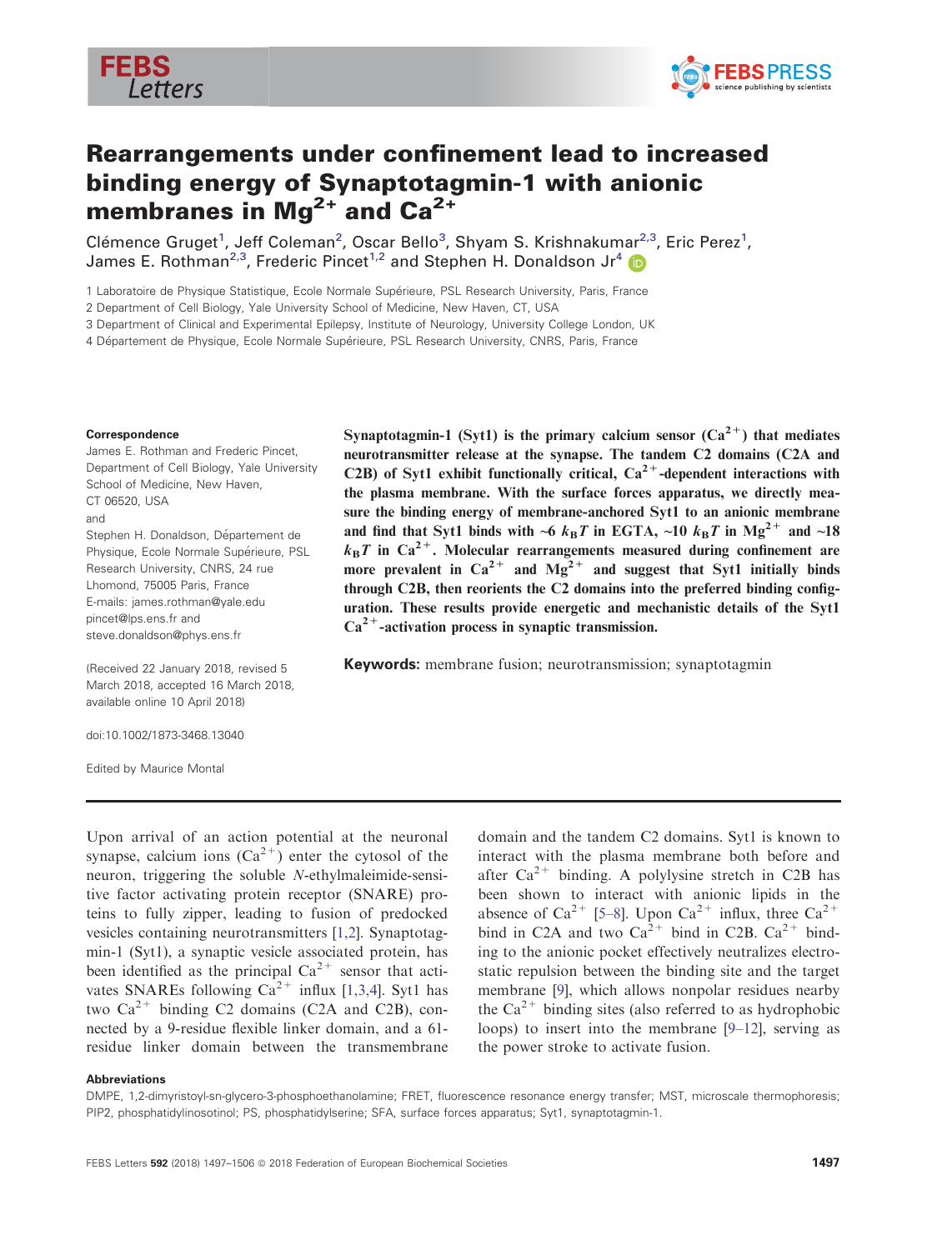# Rearrangements under confinement lead to increased binding energy of Synaptotagmin-1 with anionic membranes in $Mg^{2+}$ and $Ca^{2+}$

Clémence Gruget[1], Jeff Coleman[2], Oscar Bello[3], Shyam S. Krishnakumar[2,3], Eric Perez[1], James E. Rothman[2,3], Frederic Pincet[1,2] and Stephen H. Donaldson Jr[4]

1 Laboratoire de Physique Statistique, Ecole Normale Supérieure, PSL Research University, Paris, France
2 Department of Cell Biology, Yale University School of Medicine, New Haven, CT, USA
3 Department of Clinical and Experimental Epilepsy, Institute of Neurology, University College London, UK
4 Département de Physique, Ecole Normale Supérieure, PSL Research University, CNRS, Paris, France

**Correspondence**

James E. Rothman and Frederic Pincet, Department of Cell Biology, Yale University School of Medicine, New Haven, CT 06520, USA
and
Stephen H. Donaldson, Département de Physique, Ecole Normale Supérieure, PSL Research University, CNRS, 24 rue Lhomond, 75005 Paris, France
E-mails: james.rothman@yale.edu pincet@lps.ens.fr and steve.donaldson@phys.ens.fr

(Received 22 January 2018, revised 5 March 2018, accepted 16 March 2018, available online 10 April 2018)

doi:10.1002/1873-3468.13040

Edited by Maurice Montal

**Synaptotagmin-1 (Syt1) is the primary calcium sensor ($Ca^{2+}$) that mediates neurotransmitter release at the synapse. The tandem C2 domains (C2A and C2B) of Syt1 exhibit functionally critical, $Ca^{2+}$-dependent interactions with the plasma membrane. With the surface forces apparatus, we directly measure the binding energy of membrane-anchored Syt1 to an anionic membrane and find that Syt1 binds with ~6 $k_BT$ in EGTA, ~10 $k_BT$ in $Mg^{2+}$ and ~18 $k_BT$ in $Ca^{2+}$. Molecular rearrangements measured during confinement are more prevalent in $Ca^{2+}$ and $Mg^{2+}$ and suggest that Syt1 initially binds through C2B, then reorients the C2 domains into the preferred binding configuration. These results provide energetic and mechanistic details of the Syt1 $Ca^{2+}$-activation process in synaptic transmission.**

**Keywords:** membrane fusion; neurotransmission; synaptotagmin

Upon arrival of an action potential at the neuronal synapse, calcium ions ($Ca^{2+}$) enter the cytosol of the neuron, triggering the soluble *N*-ethylmaleimide-sensitive factor activating protein receptor (SNARE) proteins to fully zipper, leading to fusion of predocked vesicles containing neurotransmitters [1,2]. Synaptotagmin-1 (Syt1), a synaptic vesicle associated protein, has been identified as the principal $Ca^{2+}$ sensor that activates SNAREs following $Ca^{2+}$ influx [1,3,4]. Syt1 has two $Ca^{2+}$ binding C2 domains (C2A and C2B), connected by a 9-residue flexible linker domain, and a 61-residue linker domain between the transmembrane domain and the tandem C2 domains. Syt1 is known to interact with the plasma membrane both before and after $Ca^{2+}$ binding. A polylysine stretch in C2B has been shown to interact with anionic lipids in the absence of $Ca^{2+}$ [5–8]. Upon $Ca^{2+}$ influx, three $Ca^{2+}$ bind in C2A and two $Ca^{2+}$ bind in C2B. $Ca^{2+}$ binding to the anionic pocket effectively neutralizes electrostatic repulsion between the binding site and the target membrane [9], which allows nonpolar residues nearby the $Ca^{2+}$ binding sites (also referred to as hydrophobic loops) to insert into the membrane [9–12], serving as the power stroke to activate fusion.

**Abbreviations**

DMPE, 1,2-dimyristoyl-sn-glycero-3-phosphoethanolamine; FRET, fluorescence resonance energy transfer; MST, microscale thermophoresis; PIP2, phosphatidylinosotinol; PS, phosphatidylserine; SFA, surface forces apparatus; Syt1, synaptotagmin-1.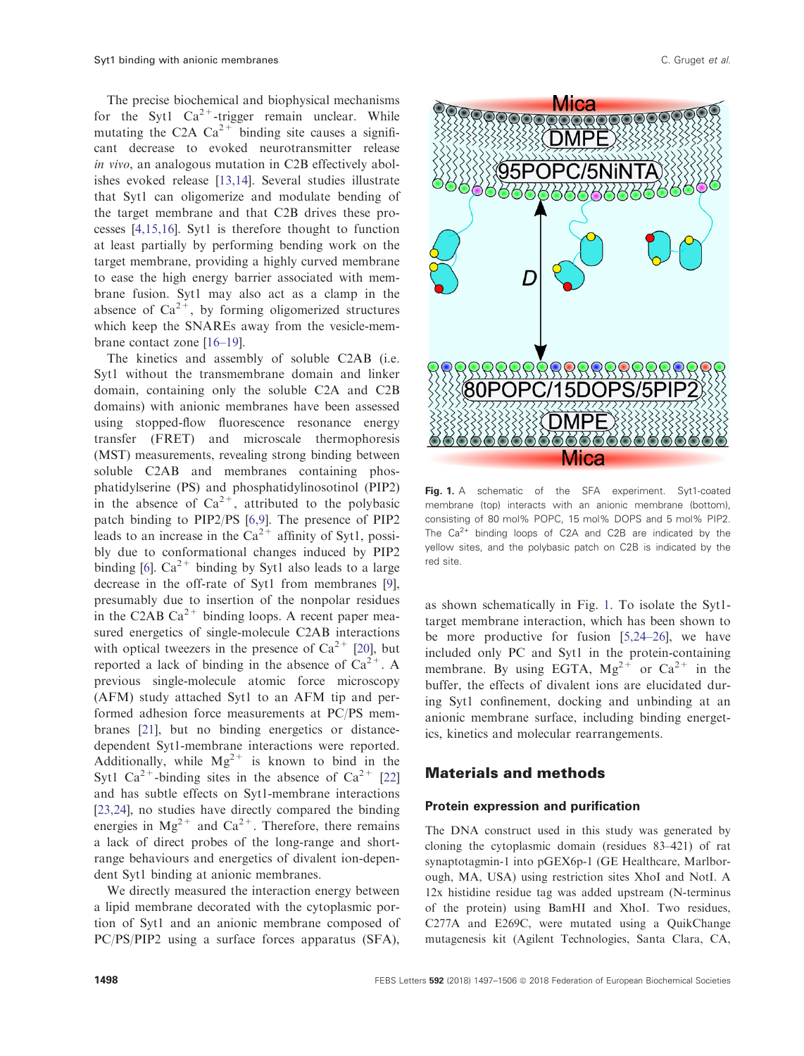The precise biochemical and biophysical mechanisms for the Syt1 $Ca^{2+}$-trigger remain unclear. While mutating the C2A $Ca^{2+}$ binding site causes a significant decrease to evoked neurotransmitter release *in vivo*, an analogous mutation in C2B effectively abolishes evoked release [13,14]. Several studies illustrate that Syt1 can oligomerize and modulate bending of the target membrane and that C2B drives these processes [4,15,16]. Syt1 is therefore thought to function at least partially by performing bending work on the target membrane, providing a highly curved membrane to ease the high energy barrier associated with membrane fusion. Syt1 may also act as a clamp in the absence of $Ca^{2+}$, by forming oligomerized structures which keep the SNAREs away from the vesicle-membrane contact zone [16–19].

The kinetics and assembly of soluble C2AB (i.e. Syt1 without the transmembrane domain and linker domain, containing only the soluble C2A and C2B domains) with anionic membranes have been assessed using stopped-flow fluorescence resonance energy transfer (FRET) and microscale thermophoresis (MST) measurements, revealing strong binding between soluble C2AB and membranes containing phosphatidylserine (PS) and phosphatidylinosotinol (PIP2) in the absence of $Ca^{2+}$, attributed to the polybasic patch binding to PIP2/PS [6,9]. The presence of PIP2 leads to an increase in the $Ca^{2+}$ affinity of Syt1, possibly due to conformational changes induced by PIP2 binding [6]. $Ca^{2+}$ binding by Syt1 also leads to a large decrease in the off-rate of Syt1 from membranes [9], presumably due to insertion of the nonpolar residues in the C2AB $Ca^{2+}$ binding loops. A recent paper measured energetics of single-molecule C2AB interactions with optical tweezers in the presence of $Ca^{2+}$ [20], but reported a lack of binding in the absence of $Ca^{2+}$. A previous single-molecule atomic force microscopy (AFM) study attached Syt1 to an AFM tip and performed adhesion force measurements at PC/PS membranes [21], but no binding energetics or distance-dependent Syt1-membrane interactions were reported. Additionally, while $Mg^{2+}$ is known to bind in the Syt1 $Ca^{2+}$-binding sites in the absence of $Ca^{2+}$ [22] and has subtle effects on Syt1-membrane interactions [23,24], no studies have directly compared the binding energies in $Mg^{2+}$ and $Ca^{2+}$. Therefore, there remains a lack of direct probes of the long-range and short-range behaviours and energetics of divalent ion-dependent Syt1 binding at anionic membranes.

We directly measured the interaction energy between a lipid membrane decorated with the cytoplasmic portion of Syt1 and an anionic membrane composed of PC/PS/PIP2 using a surface forces apparatus (SFA), as shown schematically in Fig. 1. To isolate the Syt1-target membrane interaction, which has been shown to be more productive for fusion [5,24–26], we have included only PC and Syt1 in the protein-containing membrane. By using EGTA, $Mg^{2+}$ or $Ca^{2+}$ in the buffer, the effects of divalent ions are elucidated during Syt1 confinement, docking and unbinding at an anionic membrane surface, including binding energetics, kinetics and molecular rearrangements.

**Fig. 1.** A schematic of the SFA experiment. Syt1-coated membrane (top) interacts with an anionic membrane (bottom), consisting of 80 mol% POPC, 15 mol% DOPS and 5 mol% PIP2. The $Ca^{2+}$ binding loops of C2A and C2B are indicated by the yellow sites, and the polybasic patch on C2B is indicated by the red site.

## Materials and methods

### Protein expression and purification

The DNA construct used in this study was generated by cloning the cytoplasmic domain (residues 83–421) of rat synaptotagmin-1 into pGEX6p-1 (GE Healthcare, Marlborough, MA, USA) using restriction sites XhoI and NotI. A 12x histidine residue tag was added upstream (N-terminus of the protein) using BamHI and XhoI. Two residues, C277A and E269C, were mutated using a QuikChange mutagenesis kit (Agilent Technologies, Santa Clara, CA,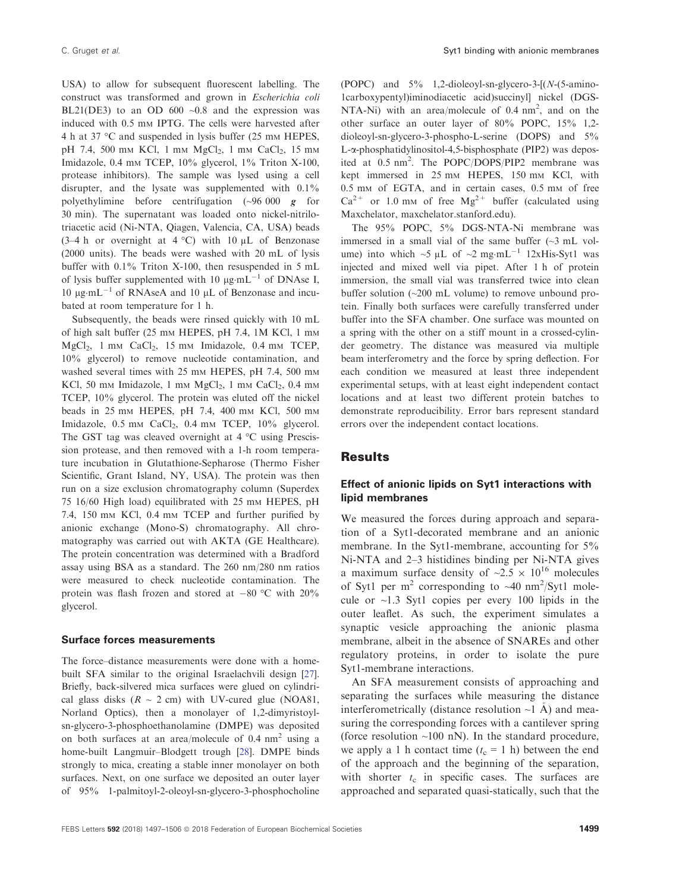USA) to allow for subsequent fluorescent labelling. The construct was transformed and grown in *Escherichia coli* BL21(DE3) to an OD 600 ~0.8 and the expression was induced with 0.5 mM IPTG. The cells were harvested after 4 h at 37 °C and suspended in lysis buffer (25 mM HEPES, pH 7.4, 500 mM KCl, 1 mM $MgCl_2$, 1 mM $CaCl_2$, 15 mM Imidazole, 0.4 mM TCEP, 10% glycerol, 1% Triton X-100, protease inhibitors). The sample was lysed using a cell disrupter, and the lysate was supplemented with 0.1% polyethylimine before centrifugation (~96 000 ***g*** for 30 min). The supernatant was loaded onto nickel-nitrilotriacetic acid (Ni-NTA, Qiagen, Valencia, CA, USA) beads (3–4 h or overnight at 4 °C) with 10 μL of Benzonase (2000 units). The beads were washed with 20 mL of lysis buffer with 0.1% Triton X-100, then resuspended in 5 mL of lysis buffer supplemented with 10 $\mu g{\cdot}mL^{-1}$ of DNAse I, 10 $\mu g{\cdot}mL^{-1}$ of RNAseA and 10 μL of Benzonase and incubated at room temperature for 1 h.

Subsequently, the beads were rinsed quickly with 10 mL of high salt buffer (25 mM HEPES, pH 7.4, 1M KCl, 1 mM $MgCl_2$, 1 mM $CaCl_2$, 15 mM Imidazole, 0.4 mM TCEP, 10% glycerol) to remove nucleotide contamination, and washed several times with 25 mM HEPES, pH 7.4, 500 mM KCl, 50 mM Imidazole, 1 mM $MgCl_2$, 1 mM $CaCl_2$, 0.4 mM TCEP, 10% glycerol. The protein was eluted off the nickel beads in 25 mM HEPES, pH 7.4, 400 mM KCl, 500 mM Imidazole, 0.5 mM $CaCl_2$, 0.4 mM TCEP, 10% glycerol. The GST tag was cleaved overnight at 4 °C using Prescission protease, and then removed with a 1-h room temperature incubation in Glutathione-Sepharose (Thermo Fisher Scientific, Grant Island, NY, USA). The protein was then run on a size exclusion chromatography column (Superdex 75 16/60 High load) equilibrated with 25 mM HEPES, pH 7.4, 150 mM KCl, 0.4 mM TCEP and further purified by anionic exchange (Mono-S) chromatography. All chromatography was carried out with AKTA (GE Healthcare). The protein concentration was determined with a Bradford assay using BSA as a standard. The 260 nm/280 nm ratios were measured to check nucleotide contamination. The protein was flash frozen and stored at −80 °C with 20% glycerol.

### Surface forces measurements

The force–distance measurements were done with a home-built SFA similar to the original Israelachvili design [27]. Briefly, back-silvered mica surfaces were glued on cylindrical glass disks ($R$ ~ 2 cm) with UV-cured glue (NOA81, Norland Optics), then a monolayer of 1,2-dimyristoyl-sn-glycero-3-phosphoethanolamine (DMPE) was deposited on both surfaces at an area/molecule of 0.4 $nm^2$ using a home-built Langmuir–Blodgett trough [28]. DMPE binds strongly to mica, creating a stable inner monolayer on both surfaces. Next, on one surface we deposited an outer layer of 95% 1-palmitoyl-2-oleoyl-sn-glycero-3-phosphocholine (POPC) and 5% 1,2-dioleoyl-sn-glycero-3-[(*N*-(5-amino-1carboxypentyl)iminodiacetic acid)succinyl] nickel (DGS-NTA-Ni) with an area/molecule of 0.4 $nm^2$, and on the other surface an outer layer of 80% POPC, 15% 1,2-dioleoyl-sn-glycero-3-phospho-L-serine (DOPS) and 5% L-α-phosphatidylinositol-4,5-bisphosphate (PIP2) was deposited at 0.5 $nm^2$. The POPC/DOPS/PIP2 membrane was kept immersed in 25 mM HEPES, 150 mM KCl, with 0.5 mM of EGTA, and in certain cases, 0.5 mM of free $Ca^{2+}$ or 1.0 mM of free $Mg^{2+}$ buffer (calculated using Maxchelator, maxchelator.stanford.edu).

The 95% POPC, 5% DGS-NTA-Ni membrane was immersed in a small vial of the same buffer (~3 mL volume) into which ~5 μL of ~2 $mg{\cdot}mL^{-1}$ 12xHis-Syt1 was injected and mixed well via pipet. After 1 h of protein immersion, the small vial was transferred twice into clean buffer solution (~200 mL volume) to remove unbound protein. Finally both surfaces were carefully transferred under buffer into the SFA chamber. One surface was mounted on a spring with the other on a stiff mount in a crossed-cylinder geometry. The distance was measured via multiple beam interferometry and the force by spring deflection. For each condition we measured at least three independent experimental setups, with at least eight independent contact locations and at least two different protein batches to demonstrate reproducibility. Error bars represent standard errors over the independent contact locations.

## Results

### Effect of anionic lipids on Syt1 interactions with lipid membranes

We measured the forces during approach and separation of a Syt1-decorated membrane and an anionic membrane. In the Syt1-membrane, accounting for 5% Ni-NTA and 2–3 histidines binding per Ni-NTA gives a maximum surface density of ~$2.5 \times 10^{16}$ molecules of Syt1 per $m^2$ corresponding to ~40 $nm^2$/Syt1 molecule or ~1.3 Syt1 copies per every 100 lipids in the outer leaflet. As such, the experiment simulates a synaptic vesicle approaching the anionic plasma membrane, albeit in the absence of SNAREs and other regulatory proteins, in order to isolate the pure Syt1-membrane interactions.

An SFA measurement consists of approaching and separating the surfaces while measuring the distance interferometrically (distance resolution ~1 Å) and measuring the corresponding forces with a cantilever spring (force resolution ~100 nN). In the standard procedure, we apply a 1 h contact time ($t_c$ = 1 h) between the end of the approach and the beginning of the separation, with shorter $t_c$ in specific cases. The surfaces are approached and separated quasi-statically, such that the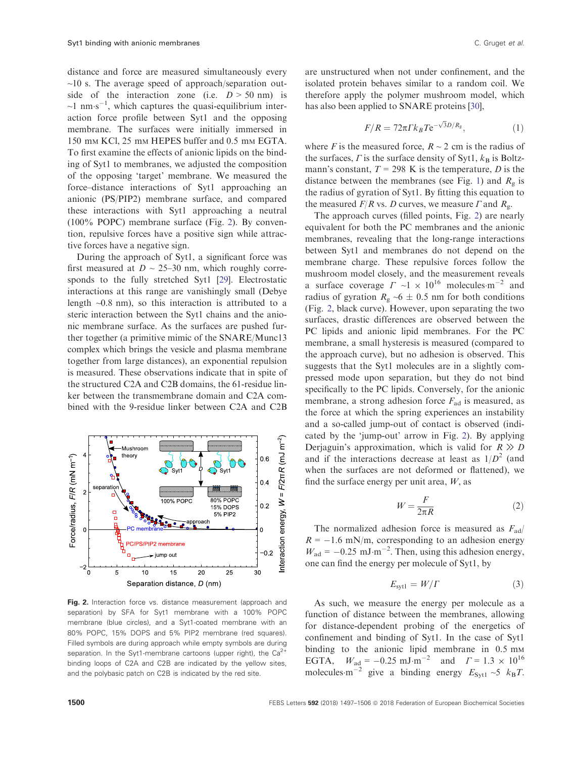distance and force are measured simultaneously every ~10 s. The average speed of approach/separation outside of the interaction zone (i.e. $D > 50$ nm) is ~1 nm·s$^{-1}$, which captures the quasi-equilibrium interaction force profile between Syt1 and the opposing membrane. The surfaces were initially immersed in 150 mM KCl, 25 mM HEPES buffer and 0.5 mM EGTA. To first examine the effects of anionic lipids on the binding of Syt1 to membranes, we adjusted the composition of the opposing 'target' membrane. We measured the force–distance interactions of Syt1 approaching an anionic (PS/PIP2) membrane surface, and compared these interactions with Syt1 approaching a neutral (100% POPC) membrane surface (Fig. 2). By convention, repulsive forces have a positive sign while attractive forces have a negative sign.

During the approach of Syt1, a significant force was first measured at $D$ ~ 25–30 nm, which roughly corresponds to the fully stretched Syt1 [29]. Electrostatic interactions at this range are vanishingly small (Debye length ~0.8 nm), so this interaction is attributed to a steric interaction between the Syt1 chains and the anionic membrane surface. As the surfaces are pushed further together (a primitive mimic of the SNARE/Munc13 complex which brings the vesicle and plasma membrane together from large distances), an exponential repulsion is measured. These observations indicate that in spite of the structured C2A and C2B domains, the 61-residue linker between the transmembrane domain and C2A combined with the 9-residue linker between C2A and C2B are unstructured when not under confinement, and the isolated protein behaves similar to a random coil. We therefore apply the polymer mushroom model, which has also been applied to SNARE proteins [30],

$$F/R = 72\pi\Gamma k_B T e^{-\sqrt{3}D/R_g}, \tag{1}$$

where $F$ is the measured force, $R$ ~ 2 cm is the radius of the surfaces, $\Gamma$ is the surface density of Syt1, $k_B$ is Boltzmann's constant, $T$ = 298 K is the temperature, $D$ is the distance between the membranes (see Fig. 1) and $R_g$ is the radius of gyration of Syt1. By fitting this equation to the measured $F/R$ vs. $D$ curves, we measure $\Gamma$ and $R_g$.

The approach curves (filled points, Fig. 2) are nearly equivalent for both the PC membranes and the anionic membranes, revealing that the long-range interactions between Syt1 and membranes do not depend on the membrane charge. These repulsive forces follow the mushroom model closely, and the measurement reveals a surface coverage $\Gamma$ ~1 × 10$^{16}$ molecules·m$^{-2}$ and radius of gyration $R_g$ ~6 ± 0.5 nm for both conditions (Fig. 2, black curve). However, upon separating the two surfaces, drastic differences are observed between the PC lipids and anionic lipid membranes. For the PC membrane, a small hysteresis is measured (compared to the approach curve), but no adhesion is observed. This suggests that the Syt1 molecules are in a slightly compressed mode upon separation, but they do not bind specifically to the PC lipids. Conversely, for the anionic membrane, a strong adhesion force $F_{ad}$ is measured, as the force at which the spring experiences an instability and a so-called jump-out of contact is observed (indicated by the 'jump-out' arrow in Fig. 2). By applying Derjaguin's approximation, which is valid for $R \gg D$ and if the interactions decrease at least as $1/D^2$ (and when the surfaces are not deformed or flattened), we find the surface energy per unit area, $W$, as

$$W = \frac{F}{2\pi R} \tag{2}$$

The normalized adhesion force is measured as $F_{ad}/R$ = −1.6 mN/m, corresponding to an adhesion energy $W_{ad}$ = −0.25 mJ·m$^{-2}$. Then, using this adhesion energy, one can find the energy per molecule of Syt1, by

$$E_{syt1} = W/\Gamma \tag{3}$$

As such, we measure the energy per molecule as a function of distance between the membranes, allowing for distance-dependent probing of the energetics of confinement and binding of Syt1. In the case of Syt1 binding to the anionic lipid membrane in 0.5 mM EGTA, $W_{ad}$ = −0.25 mJ·m$^{-2}$ and $\Gamma$ = 1.3 × 10$^{16}$ molecules·m$^{-2}$ give a binding energy $E_{Syt1}$ ~5 $k_BT$.

**Fig. 2.** Interaction force vs. distance measurement (approach and separation) by SFA for Syt1 membrane with a 100% POPC membrane (blue circles), and a Syt1-coated membrane with an 80% POPC, 15% DOPS and 5% PIP2 membrane (red squares). Filled symbols are during approach while empty symbols are during separation. In the Syt1-membrane cartoons (upper right), the Ca$^{2+}$ binding loops of C2A and C2B are indicated by the yellow sites, and the polybasic patch on C2B is indicated by the red site.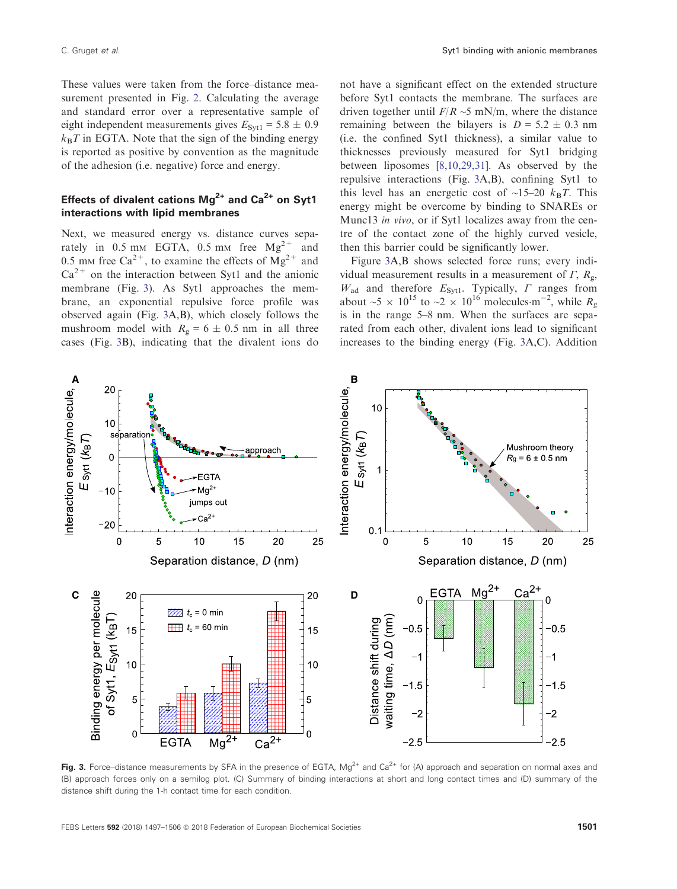These values were taken from the force–distance measurement presented in Fig. 2. Calculating the average and standard error over a representative sample of eight independent measurements gives $E_{Syt1} = 5.8 \pm 0.9$ $k_BT$ in EGTA. Note that the sign of the binding energy is reported as positive by convention as the magnitude of the adhesion (i.e. negative) force and energy.

### Effects of divalent cations $Mg^{2+}$ and $Ca^{2+}$ on Syt1 interactions with lipid membranes

Next, we measured energy vs. distance curves separately in 0.5 mM EGTA, 0.5 mM free $Mg^{2+}$ and 0.5 mM free $Ca^{2+}$, to examine the effects of $Mg^{2+}$ and $Ca^{2+}$ on the interaction between Syt1 and the anionic membrane (Fig. 3). As Syt1 approaches the membrane, an exponential repulsive force profile was observed again (Fig. 3A,B), which closely follows the mushroom model with $R_g = 6 \pm 0.5$ nm in all three cases (Fig. 3B), indicating that the divalent ions do not have a significant effect on the extended structure before Syt1 contacts the membrane. The surfaces are driven together until $F/R$ ~5 mN/m, where the distance remaining between the bilayers is $D = 5.2 \pm 0.3$ nm (i.e. the confined Syt1 thickness), a similar value to thicknesses previously measured for Syt1 bridging between liposomes [8,10,29,31]. As observed by the repulsive interactions (Fig. 3A,B), confining Syt1 to this level has an energetic cost of ~15–20 $k_BT$. This energy might be overcome by binding to SNAREs or Munc13 *in vivo*, or if Syt1 localizes away from the centre of the contact zone of the highly curved vesicle, then this barrier could be significantly lower.

Figure 3A,B shows selected force runs; every individual measurement results in a measurement of $\Gamma$, $R_g$, $W_{ad}$ and therefore $E_{Syt1}$. Typically, $\Gamma$ ranges from about ~$5 \times 10^{15}$ to ~$2 \times 10^{16}$ molecules·m$^{-2}$, while $R_g$ is in the range 5–8 nm. When the surfaces are separated from each other, divalent ions lead to significant increases to the binding energy (Fig. 3A,C). Addition

**Fig. 3.** Force–distance measurements by SFA in the presence of EGTA, $Mg^{2+}$ and $Ca^{2+}$ for (A) approach and separation on normal axes and (B) approach forces only on a semilog plot. (C) Summary of binding interactions at short and long contact times and (D) summary of the distance shift during the 1-h contact time for each condition.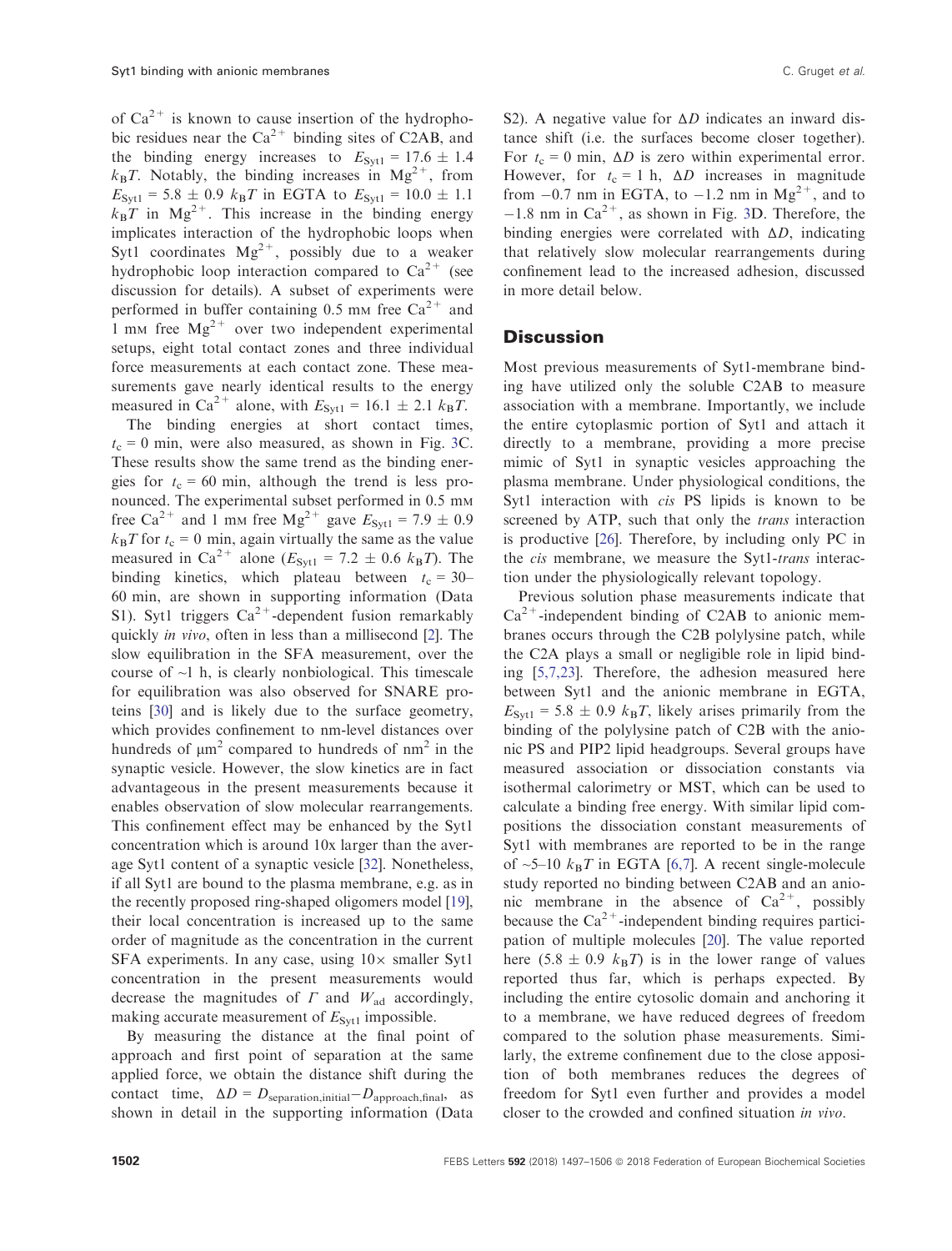of $Ca^{2+}$ is known to cause insertion of the hydrophobic residues near the $Ca^{2+}$ binding sites of C2AB, and the binding energy increases to $E_{Syt1} = 17.6 \pm 1.4\ k_BT$. Notably, the binding increases in $Mg^{2+}$, from $E_{Syt1} = 5.8 \pm 0.9\ k_BT$ in EGTA to $E_{Syt1} = 10.0 \pm 1.1\ k_BT$ in $Mg^{2+}$. This increase in the binding energy implicates interaction of the hydrophobic loops when Syt1 coordinates $Mg^{2+}$, possibly due to a weaker hydrophobic loop interaction compared to $Ca^{2+}$ (see discussion for details). A subset of experiments were performed in buffer containing 0.5 mM free $Ca^{2+}$ and 1 mM free $Mg^{2+}$ over two independent experimental setups, eight total contact zones and three individual force measurements at each contact zone. These measurements gave nearly identical results to the energy measured in $Ca^{2+}$ alone, with $E_{Syt1} = 16.1 \pm 2.1\ k_BT$.

The binding energies at short contact times, $t_c = 0$ min, were also measured, as shown in Fig. 3C. These results show the same trend as the binding energies for $t_c = 60$ min, although the trend is less pronounced. The experimental subset performed in 0.5 mM free $Ca^{2+}$ and 1 mM free $Mg^{2+}$ gave $E_{Syt1} = 7.9 \pm 0.9\ k_BT$ for $t_c = 0$ min, again virtually the same as the value measured in $Ca^{2+}$ alone ($E_{Syt1} = 7.2 \pm 0.6\ k_BT$). The binding kinetics, which plateau between $t_c = 30$–60 min, are shown in supporting information (Data S1). Syt1 triggers $Ca^{2+}$-dependent fusion remarkably quickly *in vivo*, often in less than a millisecond [2]. The slow equilibration in the SFA measurement, over the course of ~1 h, is clearly nonbiological. This timescale for equilibration was also observed for SNARE proteins [30] and is likely due to the surface geometry, which provides confinement to nm-level distances over hundreds of μm² compared to hundreds of nm² in the synaptic vesicle. However, the slow kinetics are in fact advantageous in the present measurements because it enables observation of slow molecular rearrangements. This confinement effect may be enhanced by the Syt1 concentration which is around 10x larger than the average Syt1 content of a synaptic vesicle [32]. Nonetheless, if all Syt1 are bound to the plasma membrane, e.g. as in the recently proposed ring-shaped oligomers model [19], their local concentration is increased up to the same order of magnitude as the concentration in the current SFA experiments. In any case, using 10× smaller Syt1 concentration in the present measurements would decrease the magnitudes of $\Gamma$ and $W_{ad}$ accordingly, making accurate measurement of $E_{Syt1}$ impossible.

By measuring the distance at the final point of approach and first point of separation at the same applied force, we obtain the distance shift during the contact time, $\Delta D = D_{separation,initial} - D_{approach,final}$, as shown in detail in the supporting information (Data S2). A negative value for $\Delta D$ indicates an inward distance shift (i.e. the surfaces become closer together). For $t_c = 0$ min, $\Delta D$ is zero within experimental error. However, for $t_c = 1$ h, $\Delta D$ increases in magnitude from −0.7 nm in EGTA, to −1.2 nm in $Mg^{2+}$, and to −1.8 nm in $Ca^{2+}$, as shown in Fig. 3D. Therefore, the binding energies were correlated with $\Delta D$, indicating that relatively slow molecular rearrangements during confinement lead to the increased adhesion, discussed in more detail below.

## Discussion

Most previous measurements of Syt1-membrane binding have utilized only the soluble C2AB to measure association with a membrane. Importantly, we include the entire cytoplasmic portion of Syt1 and attach it directly to a membrane, providing a more precise mimic of Syt1 in synaptic vesicles approaching the plasma membrane. Under physiological conditions, the Syt1 interaction with *cis* PS lipids is known to be screened by ATP, such that only the *trans* interaction is productive [26]. Therefore, by including only PC in the *cis* membrane, we measure the Syt1-*trans* interaction under the physiologically relevant topology.

Previous solution phase measurements indicate that $Ca^{2+}$-independent binding of C2AB to anionic membranes occurs through the C2B polylysine patch, while the C2A plays a small or negligible role in lipid binding [5,7,23]. Therefore, the adhesion measured here between Syt1 and the anionic membrane in EGTA, $E_{Syt1} = 5.8 \pm 0.9\ k_BT$, likely arises primarily from the binding of the polylysine patch of C2B with the anionic PS and PIP2 lipid headgroups. Several groups have measured association or dissociation constants via isothermal calorimetry or MST, which can be used to calculate a binding free energy. With similar lipid compositions the dissociation constant measurements of Syt1 with membranes are reported to be in the range of ~5–10 $k_BT$ in EGTA [6,7]. A recent single-molecule study reported no binding between C2AB and an anionic membrane in the absence of $Ca^{2+}$, possibly because the $Ca^{2+}$-independent binding requires participation of multiple molecules [20]. The value reported here ($5.8 \pm 0.9\ k_BT$) is in the lower range of values reported thus far, which is perhaps expected. By including the entire cytosolic domain and anchoring it to a membrane, we have reduced degrees of freedom compared to the solution phase measurements. Similarly, the extreme confinement due to the close apposition of both membranes reduces the degrees of freedom for Syt1 even further and provides a model closer to the crowded and confined situation *in vivo*.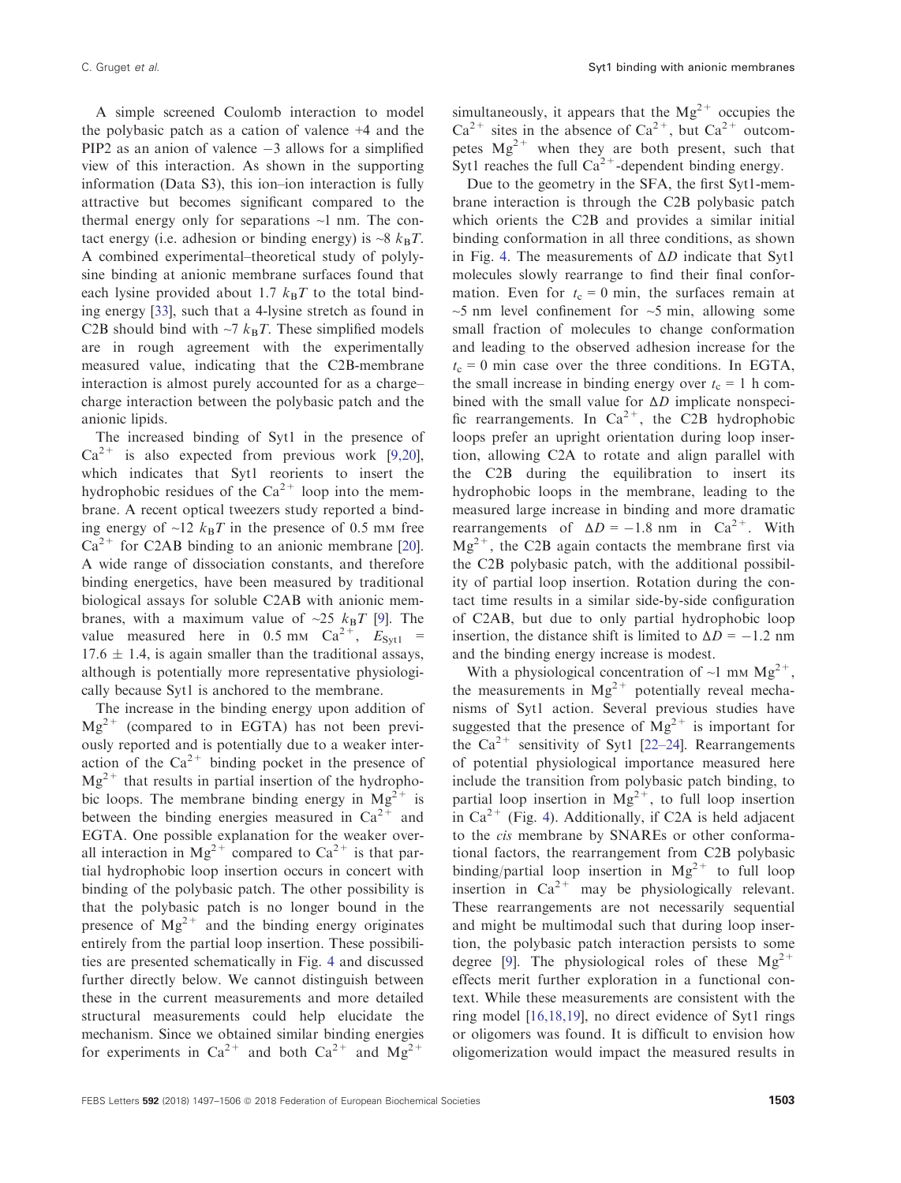A simple screened Coulomb interaction to model the polybasic patch as a cation of valence +4 and the PIP2 as an anion of valence −3 allows for a simplified view of this interaction. As shown in the supporting information (Data S3), this ion–ion interaction is fully attractive but becomes significant compared to the thermal energy only for separations ~1 nm. The contact energy (i.e. adhesion or binding energy) is ~8 $k_BT$. A combined experimental–theoretical study of polylysine binding at anionic membrane surfaces found that each lysine provided about 1.7 $k_BT$ to the total binding energy [33], such that a 4-lysine stretch as found in C2B should bind with ~7 $k_BT$. These simplified models are in rough agreement with the experimentally measured value, indicating that the C2B-membrane interaction is almost purely accounted for as a charge–charge interaction between the polybasic patch and the anionic lipids.

The increased binding of Syt1 in the presence of $Ca^{2+}$ is also expected from previous work [9,20], which indicates that Syt1 reorients to insert the hydrophobic residues of the $Ca^{2+}$ loop into the membrane. A recent optical tweezers study reported a binding energy of ~12 $k_BT$ in the presence of 0.5 mM free $Ca^{2+}$ for C2AB binding to an anionic membrane [20]. A wide range of dissociation constants, and therefore binding energetics, have been measured by traditional biological assays for soluble C2AB with anionic membranes, with a maximum value of ~25 $k_BT$ [9]. The value measured here in 0.5 mM $Ca^{2+}$, $E_{Syt1}$ = 17.6 ± 1.4, is again smaller than the traditional assays, although is potentially more representative physiologically because Syt1 is anchored to the membrane.

The increase in the binding energy upon addition of $Mg^{2+}$ (compared to in EGTA) has not been previously reported and is potentially due to a weaker interaction of the $Ca^{2+}$ binding pocket in the presence of $Mg^{2+}$ that results in partial insertion of the hydrophobic loops. The membrane binding energy in $Mg^{2+}$ is between the binding energies measured in $Ca^{2+}$ and EGTA. One possible explanation for the weaker overall interaction in $Mg^{2+}$ compared to $Ca^{2+}$ is that partial hydrophobic loop insertion occurs in concert with binding of the polybasic patch. The other possibility is that the polybasic patch is no longer bound in the presence of $Mg^{2+}$ and the binding energy originates entirely from the partial loop insertion. These possibilities are presented schematically in Fig. 4 and discussed further directly below. We cannot distinguish between these in the current measurements and more detailed structural measurements could help elucidate the mechanism. Since we obtained similar binding energies for experiments in $Ca^{2+}$ and both $Ca^{2+}$ and $Mg^{2+}$ simultaneously, it appears that the $Mg^{2+}$ occupies the $Ca^{2+}$ sites in the absence of $Ca^{2+}$, but $Ca^{2+}$ outcompetes $Mg^{2+}$ when they are both present, such that Syt1 reaches the full $Ca^{2+}$-dependent binding energy.

Due to the geometry in the SFA, the first Syt1-membrane interaction is through the C2B polybasic patch which orients the C2B and provides a similar initial binding conformation in all three conditions, as shown in Fig. 4. The measurements of $\Delta D$ indicate that Syt1 molecules slowly rearrange to find their final conformation. Even for $t_c$ = 0 min, the surfaces remain at ~5 nm level confinement for ~5 min, allowing some small fraction of molecules to change conformation and leading to the observed adhesion increase for the $t_c$ = 0 min case over the three conditions. In EGTA, the small increase in binding energy over $t_c$ = 1 h combined with the small value for $\Delta D$ implicate nonspecific rearrangements. In $Ca^{2+}$, the C2B hydrophobic loops prefer an upright orientation during loop insertion, allowing C2A to rotate and align parallel with the C2B during the equilibration to insert its hydrophobic loops in the membrane, leading to the measured large increase in binding and more dramatic rearrangements of $\Delta D = -1.8$ nm in $Ca^{2+}$. With $Mg^{2+}$, the C2B again contacts the membrane first via the C2B polybasic patch, with the additional possibility of partial loop insertion. Rotation during the contact time results in a similar side-by-side configuration of C2AB, but due to only partial hydrophobic loop insertion, the distance shift is limited to $\Delta D = -1.2$ nm and the binding energy increase is modest.

With a physiological concentration of ~1 mM $Mg^{2+}$, the measurements in $Mg^{2+}$ potentially reveal mechanisms of Syt1 action. Several previous studies have suggested that the presence of $Mg^{2+}$ is important for the $Ca^{2+}$ sensitivity of Syt1 [22–24]. Rearrangements of potential physiological importance measured here include the transition from polybasic patch binding, to partial loop insertion in $Mg^{2+}$, to full loop insertion in $Ca^{2+}$ (Fig. 4). Additionally, if C2A is held adjacent to the *cis* membrane by SNAREs or other conformational factors, the rearrangement from C2B polybasic binding/partial loop insertion in $Mg^{2+}$ to full loop insertion in $Ca^{2+}$ may be physiologically relevant. These rearrangements are not necessarily sequential and might be multimodal such that during loop insertion, the polybasic patch interaction persists to some degree [9]. The physiological roles of these $Mg^{2+}$ effects merit further exploration in a functional context. While these measurements are consistent with the ring model [16,18,19], no direct evidence of Syt1 rings or oligomers was found. It is difficult to envision how oligomerization would impact the measured results in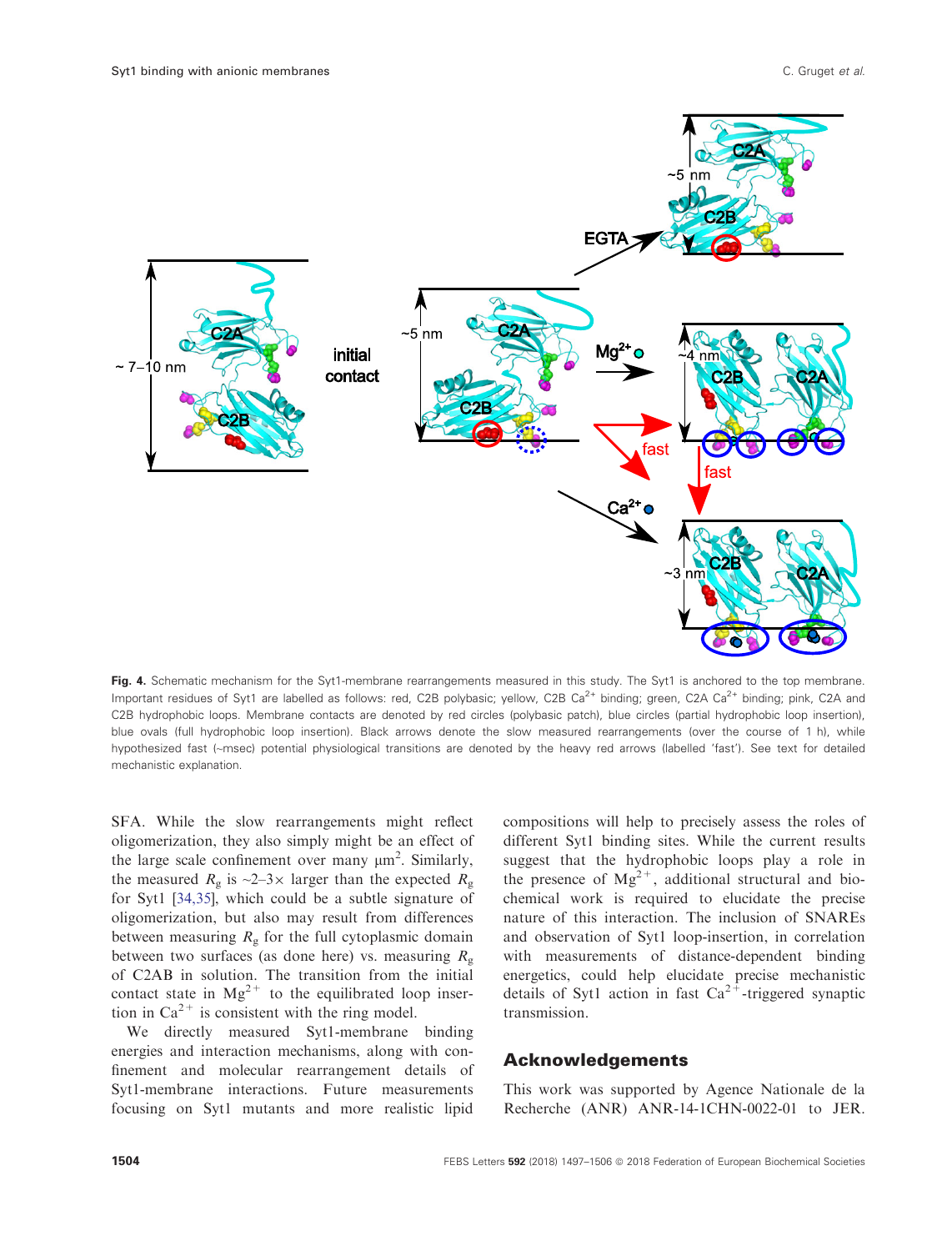**Fig. 4.** Schematic mechanism for the Syt1-membrane rearrangements measured in this study. The Syt1 is anchored to the top membrane. Important residues of Syt1 are labelled as follows: red, C2B polybasic; yellow, C2B $Ca^{2+}$ binding; green, C2A $Ca^{2+}$ binding; pink, C2A and C2B hydrophobic loops. Membrane contacts are denoted by red circles (polybasic patch), blue circles (partial hydrophobic loop insertion), blue ovals (full hydrophobic loop insertion). Black arrows denote the slow measured rearrangements (over the course of 1 h), while hypothesized fast (~msec) potential physiological transitions are denoted by the heavy red arrows (labelled 'fast'). See text for detailed mechanistic explanation.

SFA. While the slow rearrangements might reflect oligomerization, they also simply might be an effect of the large scale confinement over many μm². Similarly, the measured $R_g$ is ~2–3× larger than the expected $R_g$ for Syt1 [34,35], which could be a subtle signature of oligomerization, but also may result from differences between measuring $R_g$ for the full cytoplasmic domain between two surfaces (as done here) vs. measuring $R_g$ of C2AB in solution. The transition from the initial contact state in $Mg^{2+}$ to the equilibrated loop insertion in $Ca^{2+}$ is consistent with the ring model.

We directly measured Syt1-membrane binding energies and interaction mechanisms, along with confinement and molecular rearrangement details of Syt1-membrane interactions. Future measurements focusing on Syt1 mutants and more realistic lipid compositions will help to precisely assess the roles of different Syt1 binding sites. While the current results suggest that the hydrophobic loops play a role in the presence of $Mg^{2+}$, additional structural and biochemical work is required to elucidate the precise nature of this interaction. The inclusion of SNAREs and observation of Syt1 loop-insertion, in correlation with measurements of distance-dependent binding energetics, could help elucidate precise mechanistic details of Syt1 action in fast $Ca^{2+}$-triggered synaptic transmission.

## Acknowledgements

This work was supported by Agence Nationale de la Recherche (ANR) ANR-14-1CHN-0022-01 to JER.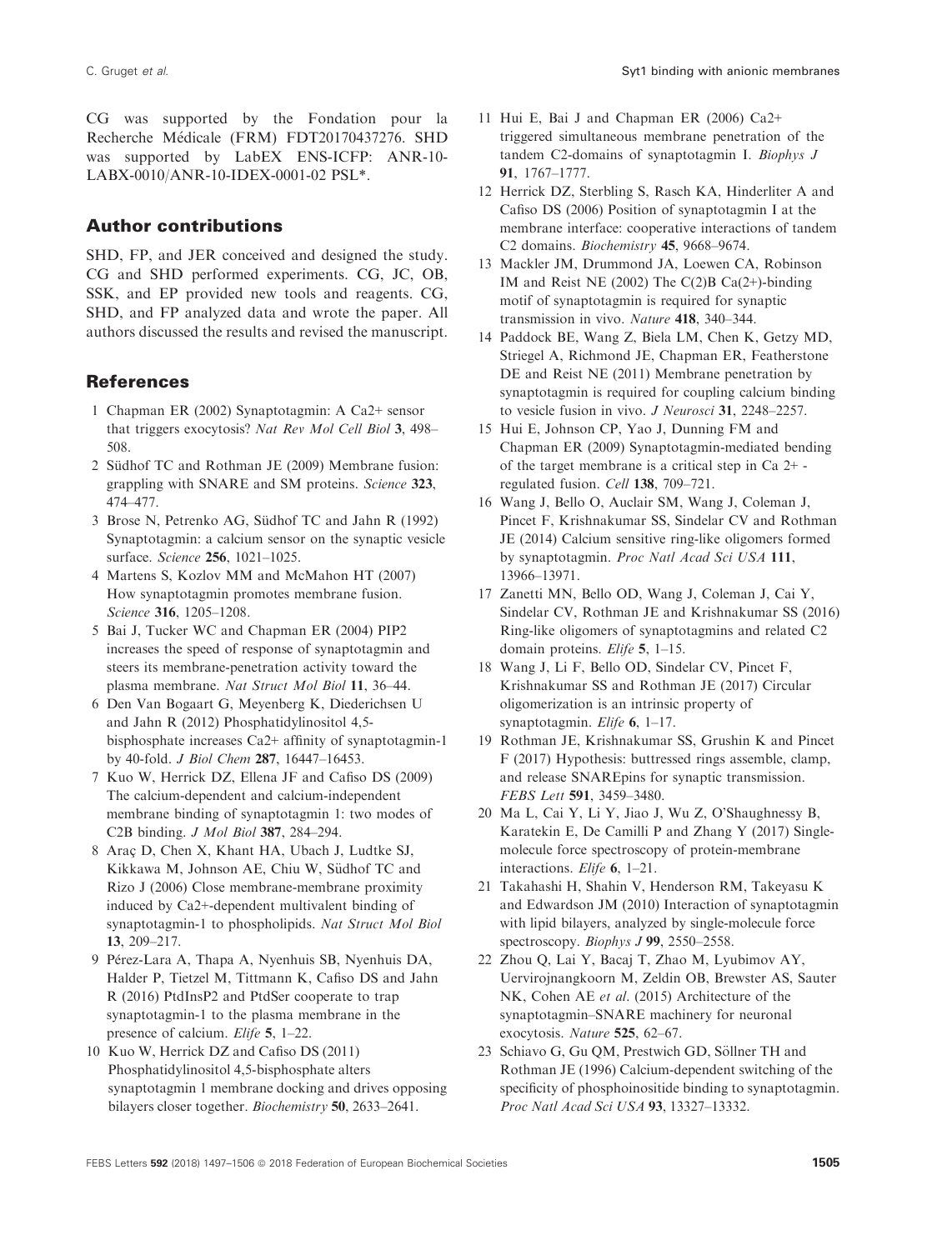CG was supported by the Fondation pour la Recherche Médicale (FRM) FDT20170437276. SHD was supported by LabEX ENS-ICFP: ANR-10-LABX-0010/ANR-10-IDEX-0001-02 PSL*.

## Author contributions

SHD, FP, and JER conceived and designed the study. CG and SHD performed experiments. CG, JC, OB, SSK, and EP provided new tools and reagents. CG, SHD, and FP analyzed data and wrote the paper. All authors discussed the results and revised the manuscript.

## References

1. Chapman ER (2002) Synaptotagmin: A Ca2+ sensor that triggers exocytosis? *Nat Rev Mol Cell Biol* **3**, 498–508.
2. Südhof TC and Rothman JE (2009) Membrane fusion: grappling with SNARE and SM proteins. *Science* **323**, 474–477.
3. Brose N, Petrenko AG, Südhof TC and Jahn R (1992) Synaptotagmin: a calcium sensor on the synaptic vesicle surface. *Science* **256**, 1021–1025.
4. Martens S, Kozlov MM and McMahon HT (2007) How synaptotagmin promotes membrane fusion. *Science* **316**, 1205–1208.
5. Bai J, Tucker WC and Chapman ER (2004) PIP2 increases the speed of response of synaptotagmin and steers its membrane-penetration activity toward the plasma membrane. *Nat Struct Mol Biol* **11**, 36–44.
6. Den Van Bogaart G, Meyenberg K, Diederichsen U and Jahn R (2012) Phosphatidylinositol 4,5-bisphosphate increases Ca2+ affinity of synaptotagmin-1 by 40-fold. *J Biol Chem* **287**, 16447–16453.
7. Kuo W, Herrick DZ, Ellena JF and Cafiso DS (2009) The calcium-dependent and calcium-independent membrane binding of synaptotagmin 1: two modes of C2B binding. *J Mol Biol* **387**, 284–294.
8. Araç D, Chen X, Khant HA, Ubach J, Ludtke SJ, Kikkawa M, Johnson AE, Chiu W, Südhof TC and Rizo J (2006) Close membrane-membrane proximity induced by Ca2+-dependent multivalent binding of synaptotagmin-1 to phospholipids. *Nat Struct Mol Biol* **13**, 209–217.
9. Pérez-Lara A, Thapa A, Nyenhuis SB, Nyenhuis DA, Halder P, Tietzel M, Tittmann K, Cafiso DS and Jahn R (2016) PtdInsP2 and PtdSer cooperate to trap synaptotagmin-1 to the plasma membrane in the presence of calcium. *Elife* **5**, 1–22.
10. Kuo W, Herrick DZ and Cafiso DS (2011) Phosphatidylinositol 4,5-bisphosphate alters synaptotagmin 1 membrane docking and drives opposing bilayers closer together. *Biochemistry* **50**, 2633–2641.
11. Hui E, Bai J and Chapman ER (2006) Ca2+ triggered simultaneous membrane penetration of the tandem C2-domains of synaptotagmin I. *Biophys J* **91**, 1767–1777.
12. Herrick DZ, Sterbling S, Rasch KA, Hinderliter A and Cafiso DS (2006) Position of synaptotagmin I at the membrane interface: cooperative interactions of tandem C2 domains. *Biochemistry* **45**, 9668–9674.
13. Mackler JM, Drummond JA, Loewen CA, Robinson IM and Reist NE (2002) The C(2)B Ca(2+)-binding motif of synaptotagmin is required for synaptic transmission in vivo. *Nature* **418**, 340–344.
14. Paddock BE, Wang Z, Biela LM, Chen K, Getzy MD, Striegel A, Richmond JE, Chapman ER, Featherstone DE and Reist NE (2011) Membrane penetration by synaptotagmin is required for coupling calcium binding to vesicle fusion in vivo. *J Neurosci* **31**, 2248–2257.
15. Hui E, Johnson CP, Yao J, Dunning FM and Chapman ER (2009) Synaptotagmin-mediated bending of the target membrane is a critical step in Ca 2+ -regulated fusion. *Cell* **138**, 709–721.
16. Wang J, Bello O, Auclair SM, Wang J, Coleman J, Pincet F, Krishnakumar SS, Sindelar CV and Rothman JE (2014) Calcium sensitive ring-like oligomers formed by synaptotagmin. *Proc Natl Acad Sci USA* **111**, 13966–13971.
17. Zanetti MN, Bello OD, Wang J, Coleman J, Cai Y, Sindelar CV, Rothman JE and Krishnakumar SS (2016) Ring-like oligomers of synaptotagmins and related C2 domain proteins. *Elife* **5**, 1–15.
18. Wang J, Li F, Bello OD, Sindelar CV, Pincet F, Krishnakumar SS and Rothman JE (2017) Circular oligomerization is an intrinsic property of synaptotagmin. *Elife* **6**, 1–17.
19. Rothman JE, Krishnakumar SS, Grushin K and Pincet F (2017) Hypothesis: buttressed rings assemble, clamp, and release SNAREpins for synaptic transmission. *FEBS Lett* **591**, 3459–3480.
20. Ma L, Cai Y, Li Y, Jiao J, Wu Z, O'Shaughnessy B, Karatekin E, De Camilli P and Zhang Y (2017) Single-molecule force spectroscopy of protein-membrane interactions. *Elife* **6**, 1–21.
21. Takahashi H, Shahin V, Henderson RM, Takeyasu K and Edwardson JM (2010) Interaction of synaptotagmin with lipid bilayers, analyzed by single-molecule force spectroscopy. *Biophys J* **99**, 2550–2558.
22. Zhou Q, Lai Y, Bacaj T, Zhao M, Lyubimov AY, Uervirojnangkoorn M, Zeldin OB, Brewster AS, Sauter NK, Cohen AE *et al.* (2015) Architecture of the synaptotagmin–SNARE machinery for neuronal exocytosis. *Nature* **525**, 62–67.
23. Schiavo G, Gu QM, Prestwich GD, Söllner TH and Rothman JE (1996) Calcium-dependent switching of the specificity of phosphoinositide binding to synaptotagmin. *Proc Natl Acad Sci USA* **93**, 13327–13332.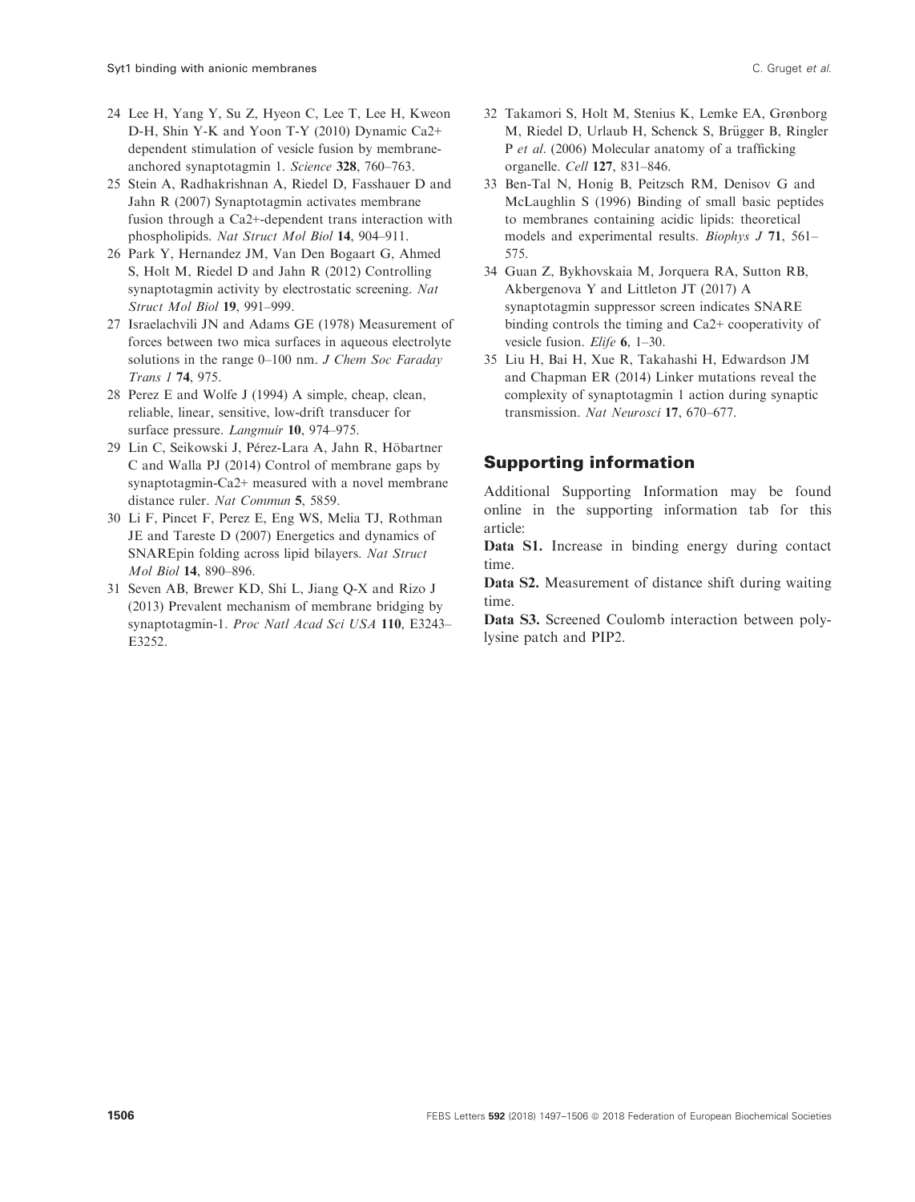24 Lee H, Yang Y, Su Z, Hyeon C, Lee T, Lee H, Kweon D-H, Shin Y-K and Yoon T-Y (2010) Dynamic Ca2+ dependent stimulation of vesicle fusion by membrane-anchored synaptotagmin 1. *Science* **328**, 760–763.

25 Stein A, Radhakrishnan A, Riedel D, Fasshauer D and Jahn R (2007) Synaptotagmin activates membrane fusion through a Ca2+-dependent trans interaction with phospholipids. *Nat Struct Mol Biol* **14**, 904–911.

26 Park Y, Hernandez JM, Van Den Bogaart G, Ahmed S, Holt M, Riedel D and Jahn R (2012) Controlling synaptotagmin activity by electrostatic screening. *Nat Struct Mol Biol* **19**, 991–999.

27 Israelachvili JN and Adams GE (1978) Measurement of forces between two mica surfaces in aqueous electrolyte solutions in the range 0–100 nm. *J Chem Soc Faraday Trans 1* **74**, 975.

28 Perez E and Wolfe J (1994) A simple, cheap, clean, reliable, linear, sensitive, low-drift transducer for surface pressure. *Langmuir* **10**, 974–975.

29 Lin C, Seikowski J, Pérez-Lara A, Jahn R, Höbartner C and Walla PJ (2014) Control of membrane gaps by synaptotagmin-Ca2+ measured with a novel membrane distance ruler. *Nat Commun* **5**, 5859.

30 Li F, Pincet F, Perez E, Eng WS, Melia TJ, Rothman JE and Tareste D (2007) Energetics and dynamics of SNAREpin folding across lipid bilayers. *Nat Struct Mol Biol* **14**, 890–896.

31 Seven AB, Brewer KD, Shi L, Jiang Q-X and Rizo J (2013) Prevalent mechanism of membrane bridging by synaptotagmin-1. *Proc Natl Acad Sci USA* **110**, E3243–E3252.

32 Takamori S, Holt M, Stenius K, Lemke EA, Grønborg M, Riedel D, Urlaub H, Schenck S, Brügger B, Ringler P *et al*. (2006) Molecular anatomy of a trafficking organelle. *Cell* **127**, 831–846.

33 Ben-Tal N, Honig B, Peitzsch RM, Denisov G and McLaughlin S (1996) Binding of small basic peptides to membranes containing acidic lipids: theoretical models and experimental results. *Biophys J* **71**, 561–575.

34 Guan Z, Bykhovskaia M, Jorquera RA, Sutton RB, Akbergenova Y and Littleton JT (2017) A synaptotagmin suppressor screen indicates SNARE binding controls the timing and Ca2+ cooperativity of vesicle fusion. *Elife* **6**, 1–30.

35 Liu H, Bai H, Xue R, Takahashi H, Edwardson JM and Chapman ER (2014) Linker mutations reveal the complexity of synaptotagmin 1 action during synaptic transmission. *Nat Neurosci* **17**, 670–677.

## Supporting information

Additional Supporting Information may be found online in the supporting information tab for this article:

**Data S1.** Increase in binding energy during contact time.

**Data S2.** Measurement of distance shift during waiting time.

**Data S3.** Screened Coulomb interaction between polylysine patch and PIP2.